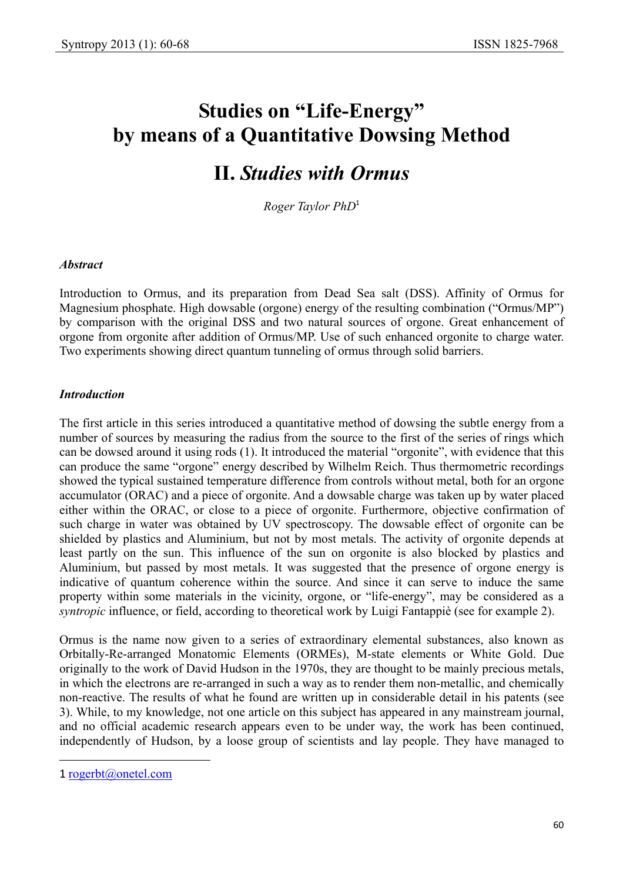# Studies on "Life-Energy" by means of a Quantitative Dowsing Method

## II. *Studies with Ormus*

*Roger Taylor PhD*[1]

### *Abstract*

Introduction to Ormus, and its preparation from Dead Sea salt (DSS). Affinity of Ormus for Magnesium phosphate. High dowsable (orgone) energy of the resulting combination ("Ormus/MP") by comparison with the original DSS and two natural sources of orgone. Great enhancement of orgone from orgonite after addition of Ormus/MP. Use of such enhanced orgonite to charge water. Two experiments showing direct quantum tunneling of ormus through solid barriers.

### *Introduction*

The first article in this series introduced a quantitative method of dowsing the subtle energy from a number of sources by measuring the radius from the source to the first of the series of rings which can be dowsed around it using rods (1). It introduced the material "orgonite", with evidence that this can produce the same "orgone" energy described by Wilhelm Reich. Thus thermometric recordings showed the typical sustained temperature difference from controls without metal, both for an orgone accumulator (ORAC) and a piece of orgonite. And a dowsable charge was taken up by water placed either within the ORAC, or close to a piece of orgonite. Furthermore, objective confirmation of such charge in water was obtained by UV spectroscopy. The dowsable effect of orgonite can be shielded by plastics and Aluminium, but not by most metals. The activity of orgonite depends at least partly on the sun. This influence of the sun on orgonite is also blocked by plastics and Aluminium, but passed by most metals. It was suggested that the presence of orgone energy is indicative of quantum coherence within the source. And since it can serve to induce the same property within some materials in the vicinity, orgone, or "life-energy", may be considered as a *syntropic* influence, or field, according to theoretical work by Luigi Fantappiè (see for example 2).

Ormus is the name now given to a series of extraordinary elemental substances, also known as Orbitally-Re-arranged Monatomic Elements (ORMEs), M-state elements or White Gold. Due originally to the work of David Hudson in the 1970s, they are thought to be mainly precious metals, in which the electrons are re-arranged in such a way as to render them non-metallic, and chemically non-reactive. The results of what he found are written up in considerable detail in his patents (see 3). While, to my knowledge, not one article on this subject has appeared in any mainstream journal, and no official academic research appears even to be under way, the work has been continued, independently of Hudson, by a loose group of scientists and lay people. They have managed to

---

[1] rogerbt@onetel.com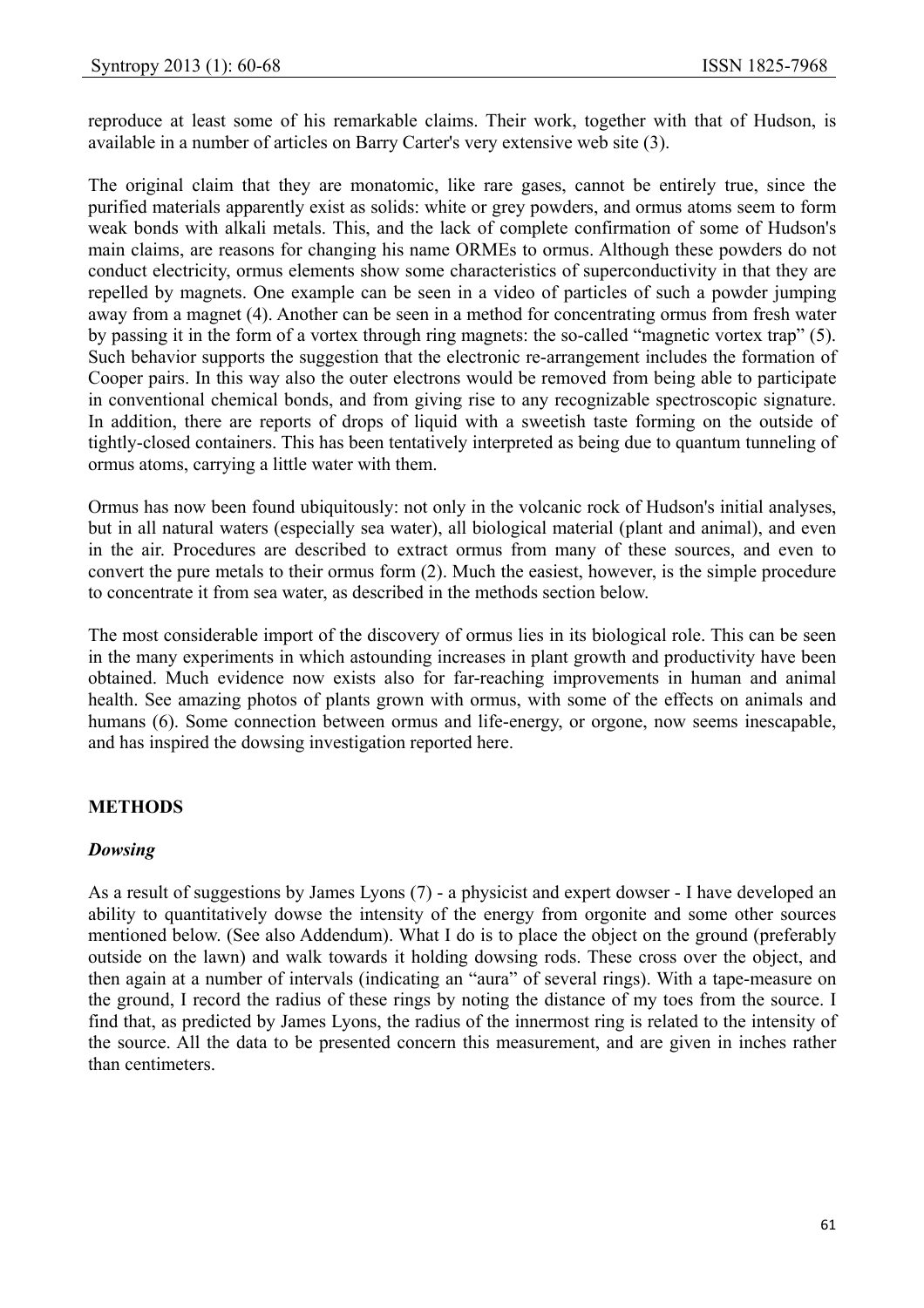reproduce at least some of his remarkable claims. Their work, together with that of Hudson, is available in a number of articles on Barry Carter's very extensive web site (3).

The original claim that they are monatomic, like rare gases, cannot be entirely true, since the purified materials apparently exist as solids: white or grey powders, and ormus atoms seem to form weak bonds with alkali metals. This, and the lack of complete confirmation of some of Hudson's main claims, are reasons for changing his name ORMEs to ormus. Although these powders do not conduct electricity, ormus elements show some characteristics of superconductivity in that they are repelled by magnets. One example can be seen in a video of particles of such a powder jumping away from a magnet (4). Another can be seen in a method for concentrating ormus from fresh water by passing it in the form of a vortex through ring magnets: the so-called "magnetic vortex trap" (5). Such behavior supports the suggestion that the electronic re-arrangement includes the formation of Cooper pairs. In this way also the outer electrons would be removed from being able to participate in conventional chemical bonds, and from giving rise to any recognizable spectroscopic signature. In addition, there are reports of drops of liquid with a sweetish taste forming on the outside of tightly-closed containers. This has been tentatively interpreted as being due to quantum tunneling of ormus atoms, carrying a little water with them.

Ormus has now been found ubiquitously: not only in the volcanic rock of Hudson's initial analyses, but in all natural waters (especially sea water), all biological material (plant and animal), and even in the air. Procedures are described to extract ormus from many of these sources, and even to convert the pure metals to their ormus form (2). Much the easiest, however, is the simple procedure to concentrate it from sea water, as described in the methods section below.

The most considerable import of the discovery of ormus lies in its biological role. This can be seen in the many experiments in which astounding increases in plant growth and productivity have been obtained. Much evidence now exists also for far-reaching improvements in human and animal health. See amazing photos of plants grown with ormus, with some of the effects on animals and humans (6). Some connection between ormus and life-energy, or orgone, now seems inescapable, and has inspired the dowsing investigation reported here.

## METHODS

### *Dowsing*

As a result of suggestions by James Lyons (7) - a physicist and expert dowser - I have developed an ability to quantitatively dowse the intensity of the energy from orgonite and some other sources mentioned below. (See also Addendum). What I do is to place the object on the ground (preferably outside on the lawn) and walk towards it holding dowsing rods. These cross over the object, and then again at a number of intervals (indicating an "aura" of several rings). With a tape-measure on the ground, I record the radius of these rings by noting the distance of my toes from the source. I find that, as predicted by James Lyons, the radius of the innermost ring is related to the intensity of the source. All the data to be presented concern this measurement, and are given in inches rather than centimeters.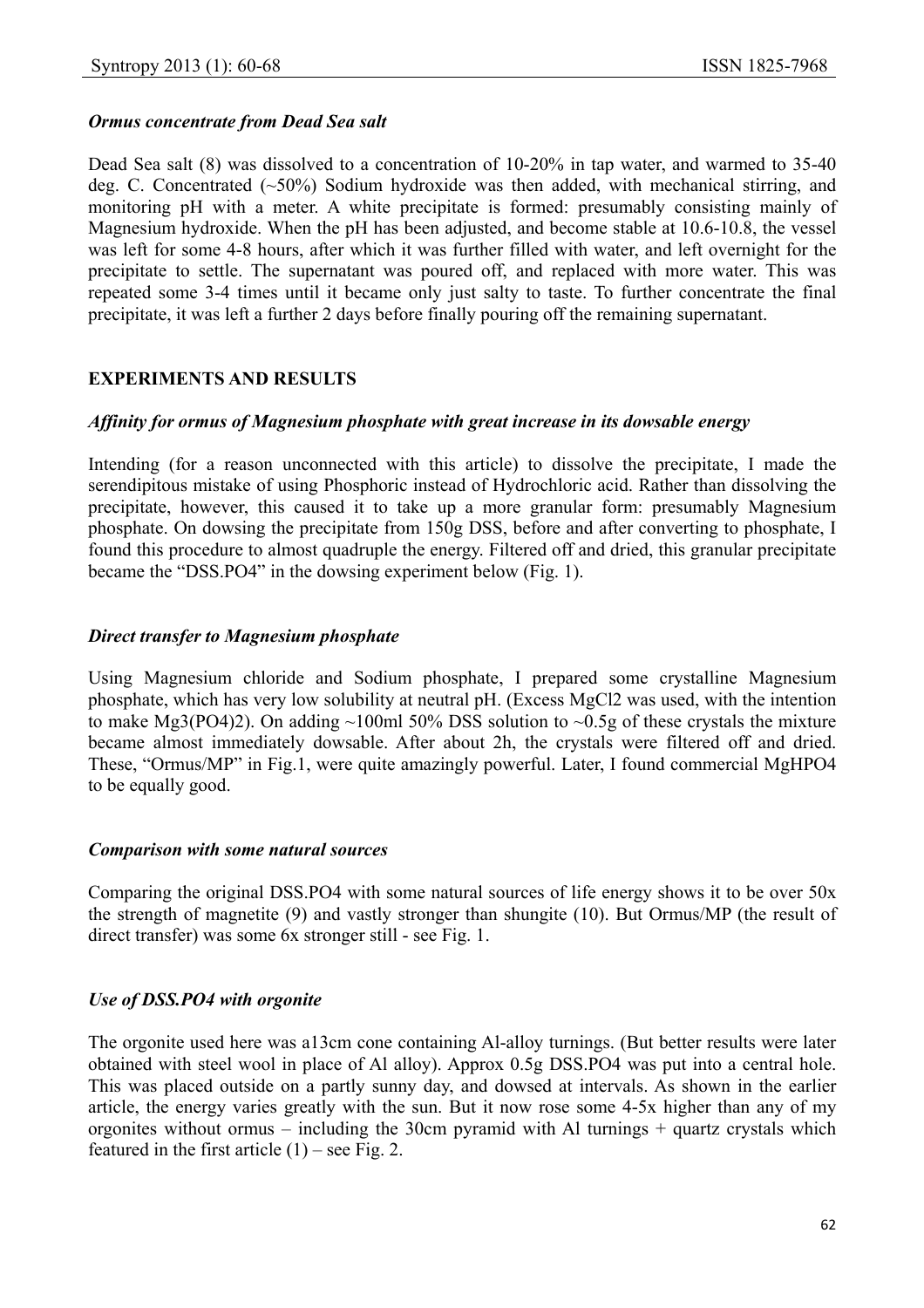### *Ormus concentrate from Dead Sea salt*

Dead Sea salt (8) was dissolved to a concentration of 10-20% in tap water, and warmed to 35-40 deg. C. Concentrated (~50%) Sodium hydroxide was then added, with mechanical stirring, and monitoring pH with a meter. A white precipitate is formed: presumably consisting mainly of Magnesium hydroxide. When the pH has been adjusted, and become stable at 10.6-10.8, the vessel was left for some 4-8 hours, after which it was further filled with water, and left overnight for the precipitate to settle. The supernatant was poured off, and replaced with more water. This was repeated some 3-4 times until it became only just salty to taste. To further concentrate the final precipitate, it was left a further 2 days before finally pouring off the remaining supernatant.

## EXPERIMENTS AND RESULTS

### *Affinity for ormus of Magnesium phosphate with great increase in its dowsable energy*

Intending (for a reason unconnected with this article) to dissolve the precipitate, I made the serendipitous mistake of using Phosphoric instead of Hydrochloric acid. Rather than dissolving the precipitate, however, this caused it to take up a more granular form: presumably Magnesium phosphate. On dowsing the precipitate from 150g DSS, before and after converting to phosphate, I found this procedure to almost quadruple the energy. Filtered off and dried, this granular precipitate became the "DSS.PO4" in the dowsing experiment below (Fig. 1).

### *Direct transfer to Magnesium phosphate*

Using Magnesium chloride and Sodium phosphate, I prepared some crystalline Magnesium phosphate, which has very low solubility at neutral pH. (Excess $MgCl_2$ was used, with the intention to make $Mg_3(PO_4)_2$). On adding ~100ml 50% DSS solution to ~0.5g of these crystals the mixture became almost immediately dowsable. After about 2h, the crystals were filtered off and dried. These, "Ormus/MP" in Fig.1, were quite amazingly powerful. Later, I found commercial $MgHPO_4$ to be equally good.

### *Comparison with some natural sources*

Comparing the original DSS.PO4 with some natural sources of life energy shows it to be over 50x the strength of magnetite (9) and vastly stronger than shungite (10). But Ormus/MP (the result of direct transfer) was some 6x stronger still - see Fig. 1.

### *Use of DSS.PO4 with orgonite*

The orgonite used here was a13cm cone containing Al-alloy turnings. (But better results were later obtained with steel wool in place of Al alloy). Approx 0.5g DSS.PO4 was put into a central hole. This was placed outside on a partly sunny day, and dowsed at intervals. As shown in the earlier article, the energy varies greatly with the sun. But it now rose some 4-5x higher than any of my orgonites without ormus – including the 30cm pyramid with Al turnings + quartz crystals which featured in the first article (1) – see Fig. 2.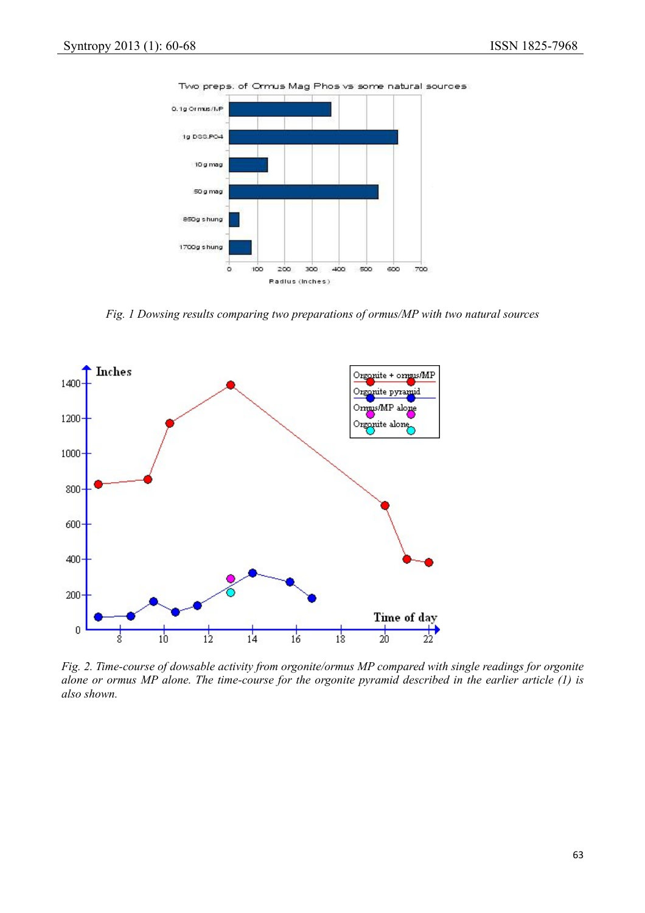*Fig. 1 Dowsing results comparing two preparations of ormus/MP with two natural sources*

*Fig. 2. Time-course of dowsable activity from orgonite/ormus MP compared with single readings for orgonite alone or ormus MP alone. The time-course for the orgonite pyramid described in the earlier article (1) is also shown.*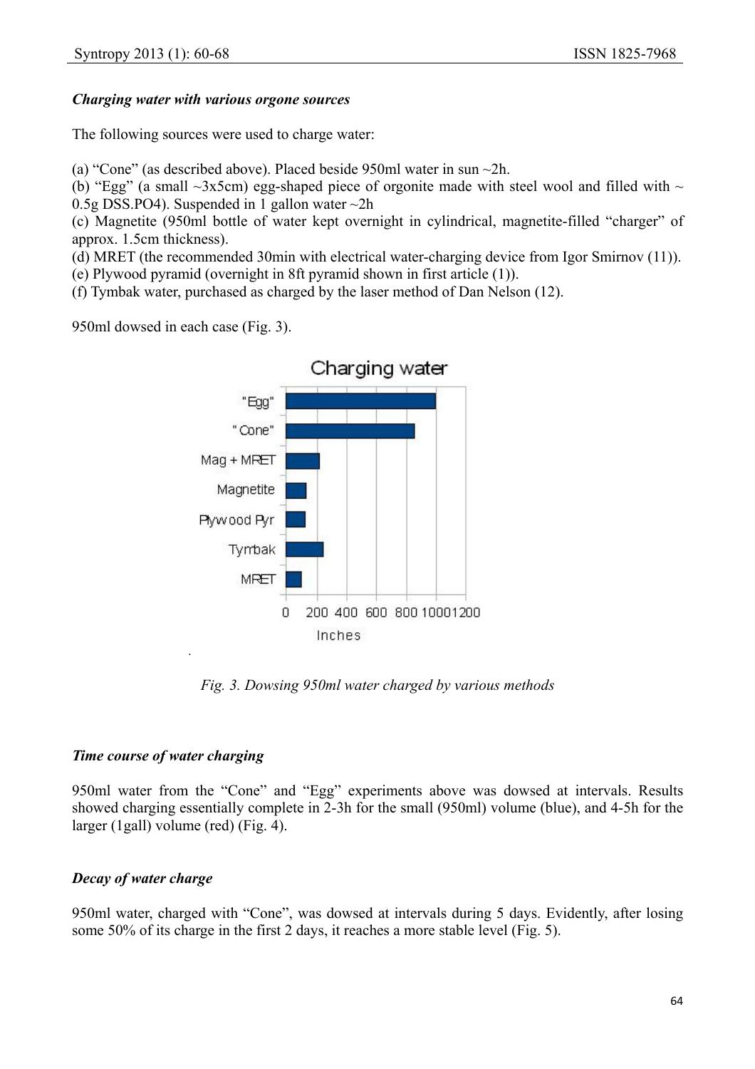***Charging water with various orgone sources***

The following sources were used to charge water:

(a) “Cone” (as described above). Placed beside 950ml water in sun ~2h.
(b) “Egg” (a small ~3x5cm) egg-shaped piece of orgonite made with steel wool and filled with ~ 0.5g DSS.PO4). Suspended in 1 gallon water ~2h
(c) Magnetite (950ml bottle of water kept overnight in cylindrical, magnetite-filled “charger” of approx. 1.5cm thickness).
(d) MRET (the recommended 30min with electrical water-charging device from Igor Smirnov (11)).
(e) Plywood pyramid (overnight in 8ft pyramid shown in first article (1)).
(f) Tymbak water, purchased as charged by the laser method of Dan Nelson (12).

950ml dowsed in each case (Fig. 3).

*Fig. 3. Dowsing 950ml water charged by various methods*

***Time course of water charging***

950ml water from the “Cone” and “Egg” experiments above was dowsed at intervals. Results showed charging essentially complete in 2-3h for the small (950ml) volume (blue), and 4-5h for the larger (1gall) volume (red) (Fig. 4).

***Decay of water charge***

950ml water, charged with “Cone”, was dowsed at intervals during 5 days. Evidently, after losing some 50% of its charge in the first 2 days, it reaches a more stable level (Fig. 5).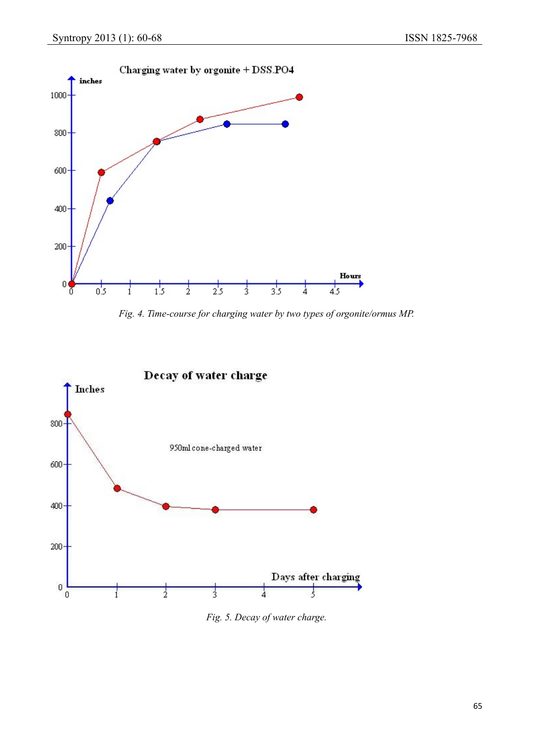Fig. 4. Time-course for charging water by two types of orgonite/ormus MP.

Fig. 5. Decay of water charge.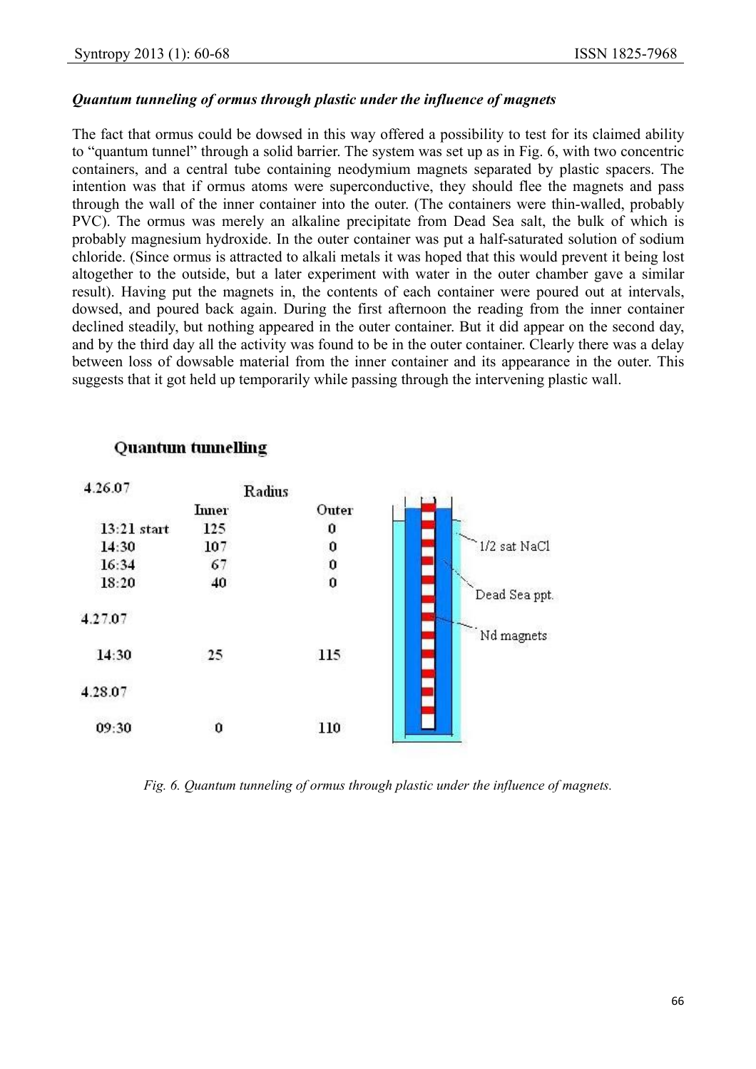***Quantum tunneling of ormus through plastic under the influence of magnets***

The fact that ormus could be dowsed in this way offered a possibility to test for its claimed ability to "quantum tunnel" through a solid barrier. The system was set up as in Fig. 6, with two concentric containers, and a central tube containing neodymium magnets separated by plastic spacers. The intention was that if ormus atoms were superconductive, they should flee the magnets and pass through the wall of the inner container into the outer. (The containers were thin-walled, probably PVC). The ormus was merely an alkaline precipitate from Dead Sea salt, the bulk of which is probably magnesium hydroxide. In the outer container was put a half-saturated solution of sodium chloride. (Since ormus is attracted to alkali metals it was hoped that this would prevent it being lost altogether to the outside, but a later experiment with water in the outer chamber gave a similar result). Having put the magnets in, the contents of each container were poured out at intervals, dowsed, and poured back again. During the first afternoon the reading from the inner container declined steadily, but nothing appeared in the outer container. But it did appear on the second day, and by the third day all the activity was found to be in the outer container. Clearly there was a delay between loss of dowsable material from the inner container and its appearance in the outer. This suggests that it got held up temporarily while passing through the intervening plastic wall.

**Quantum tunnelling**

| 4.26.07 | Radius | |
|---|---|---|
| | Inner | Outer |
| 13:21 start | 125 | 0 |
| 14:30 | 107 | 0 |
| 16:34 | 67 | 0 |
| 18:20 | 40 | 0 |
| 4.27.07 | | |
| 14:30 | 25 | 115 |
| 4.28.07 | | |
| 09:30 | 0 | 110 |

1/2 sat NaCl

Dead Sea ppt.

Nd magnets

*Fig. 6. Quantum tunneling of ormus through plastic under the influence of magnets.*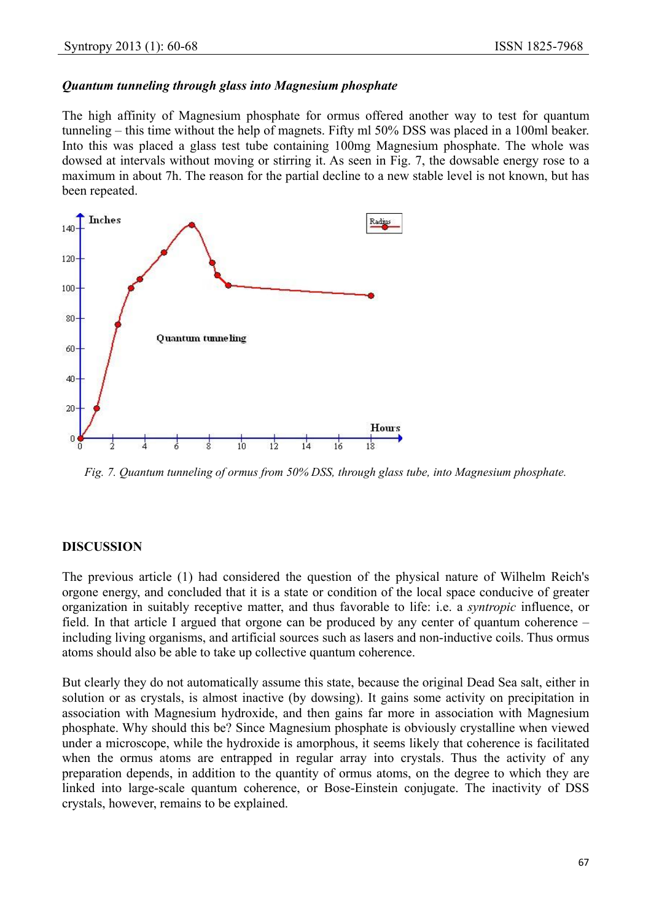### *Quantum tunneling through glass into Magnesium phosphate*

The high affinity of Magnesium phosphate for ormus offered another way to test for quantum tunneling – this time without the help of magnets. Fifty ml 50% DSS was placed in a 100ml beaker. Into this was placed a glass test tube containing 100mg Magnesium phosphate. The whole was dowsed at intervals without moving or stirring it. As seen in Fig. 7, the dowsable energy rose to a maximum in about 7h. The reason for the partial decline to a new stable level is not known, but has been repeated.

*Fig. 7. Quantum tunneling of ormus from 50% DSS, through glass tube, into Magnesium phosphate.*

## DISCUSSION

The previous article (1) had considered the question of the physical nature of Wilhelm Reich's orgone energy, and concluded that it is a state or condition of the local space conducive of greater organization in suitably receptive matter, and thus favorable to life: i.e. a *syntropic* influence, or field. In that article I argued that orgone can be produced by any center of quantum coherence – including living organisms, and artificial sources such as lasers and non-inductive coils. Thus ormus atoms should also be able to take up collective quantum coherence.

But clearly they do not automatically assume this state, because the original Dead Sea salt, either in solution or as crystals, is almost inactive (by dowsing). It gains some activity on precipitation in association with Magnesium hydroxide, and then gains far more in association with Magnesium phosphate. Why should this be? Since Magnesium phosphate is obviously crystalline when viewed under a microscope, while the hydroxide is amorphous, it seems likely that coherence is facilitated when the ormus atoms are entrapped in regular array into crystals. Thus the activity of any preparation depends, in addition to the quantity of ormus atoms, on the degree to which they are linked into large-scale quantum coherence, or Bose-Einstein conjugate. The inactivity of DSS crystals, however, remains to be explained.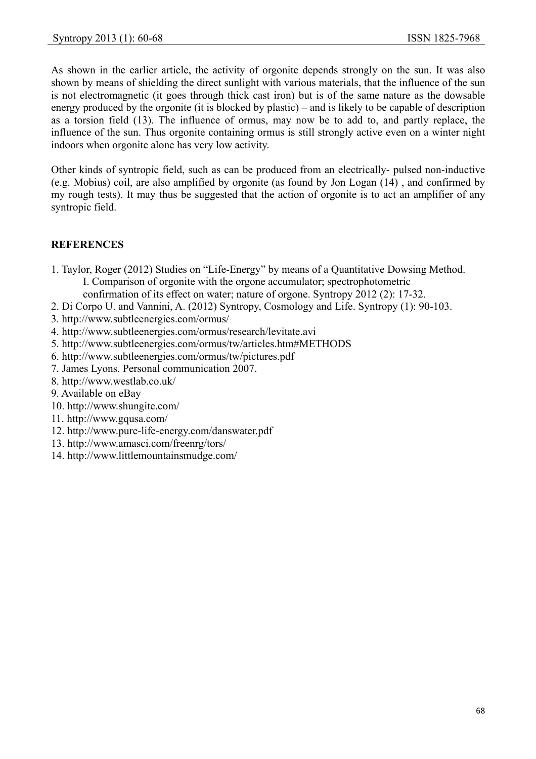As shown in the earlier article, the activity of orgonite depends strongly on the sun. It was also shown by means of shielding the direct sunlight with various materials, that the influence of the sun is not electromagnetic (it goes through thick cast iron) but is of the same nature as the dowsable energy produced by the orgonite (it is blocked by plastic) – and is likely to be capable of description as a torsion field (13). The influence of ormus, may now be to add to, and partly replace, the influence of the sun. Thus orgonite containing ormus is still strongly active even on a winter night indoors when orgonite alone has very low activity.

Other kinds of syntropic field, such as can be produced from an electrically- pulsed non-inductive (e.g. Mobius) coil, are also amplified by orgonite (as found by Jon Logan (14) , and confirmed by my rough tests). It may thus be suggested that the action of orgonite is to act an amplifier of any syntropic field.

## REFERENCES

1. Taylor, Roger (2012) Studies on "Life-Energy" by means of a Quantitative Dowsing Method. I. Comparison of orgonite with the orgone accumulator; spectrophotometric confirmation of its effect on water; nature of orgone. Syntropy 2012 (2): 17-32.
2. Di Corpo U. and Vannini, A. (2012) Syntropy, Cosmology and Life. Syntropy (1): 90-103.
3. http://www.subtleenergies.com/ormus/
4. http://www.subtleenergies.com/ormus/research/levitate.avi
5. http://www.subtleenergies.com/ormus/tw/articles.htm#METHODS
6. http://www.subtleenergies.com/ormus/tw/pictures.pdf
7. James Lyons. Personal communication 2007.
8. http://www.westlab.co.uk/
9. Available on eBay
10. http://www.shungite.com/
11. http://www.gqusa.com/
12. http://www.pure-life-energy.com/danswater.pdf
13. http://www.amasci.com/freenrg/tors/
14. http://www.littlemountainsmudge.com/